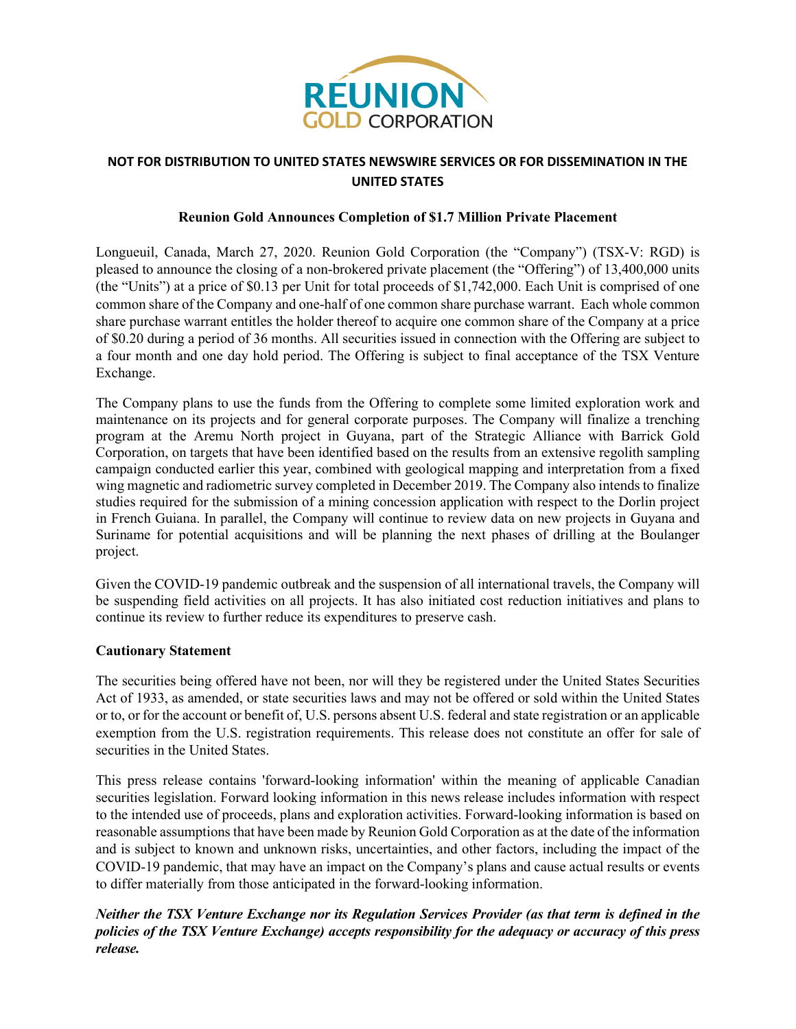REUNION GOLD CORPORATION

**NOT FOR DISTRIBUTION TO UNITED STATES NEWSWIRE SERVICES OR FOR DISSEMINATION IN THE UNITED STATES**

## Reunion Gold Announces Completion of $1.7 Million Private Placement

Longueuil, Canada, March 27, 2020. Reunion Gold Corporation (the "Company") (TSX-V: RGD) is pleased to announce the closing of a non-brokered private placement (the "Offering") of 13,400,000 units (the "Units") at a price of $0.13 per Unit for total proceeds of $1,742,000. Each Unit is comprised of one common share of the Company and one-half of one common share purchase warrant. Each whole common share purchase warrant entitles the holder thereof to acquire one common share of the Company at a price of $0.20 during a period of 36 months. All securities issued in connection with the Offering are subject to a four month and one day hold period. The Offering is subject to final acceptance of the TSX Venture Exchange.

The Company plans to use the funds from the Offering to complete some limited exploration work and maintenance on its projects and for general corporate purposes. The Company will finalize a trenching program at the Aremu North project in Guyana, part of the Strategic Alliance with Barrick Gold Corporation, on targets that have been identified based on the results from an extensive regolith sampling campaign conducted earlier this year, combined with geological mapping and interpretation from a fixed wing magnetic and radiometric survey completed in December 2019. The Company also intends to finalize studies required for the submission of a mining concession application with respect to the Dorlin project in French Guiana. In parallel, the Company will continue to review data on new projects in Guyana and Suriname for potential acquisitions and will be planning the next phases of drilling at the Boulanger project.

Given the COVID-19 pandemic outbreak and the suspension of all international travels, the Company will be suspending field activities on all projects. It has also initiated cost reduction initiatives and plans to continue its review to further reduce its expenditures to preserve cash.

**Cautionary Statement**

The securities being offered have not been, nor will they be registered under the United States Securities Act of 1933, as amended, or state securities laws and may not be offered or sold within the United States or to, or for the account or benefit of, U.S. persons absent U.S. federal and state registration or an applicable exemption from the U.S. registration requirements. This release does not constitute an offer for sale of securities in the United States.

This press release contains 'forward-looking information' within the meaning of applicable Canadian securities legislation. Forward looking information in this news release includes information with respect to the intended use of proceeds, plans and exploration activities. Forward-looking information is based on reasonable assumptions that have been made by Reunion Gold Corporation as at the date of the information and is subject to known and unknown risks, uncertainties, and other factors, including the impact of the COVID-19 pandemic, that may have an impact on the Company's plans and cause actual results or events to differ materially from those anticipated in the forward-looking information.

***Neither the TSX Venture Exchange nor its Regulation Services Provider (as that term is defined in the policies of the TSX Venture Exchange) accepts responsibility for the adequacy or accuracy of this press release.***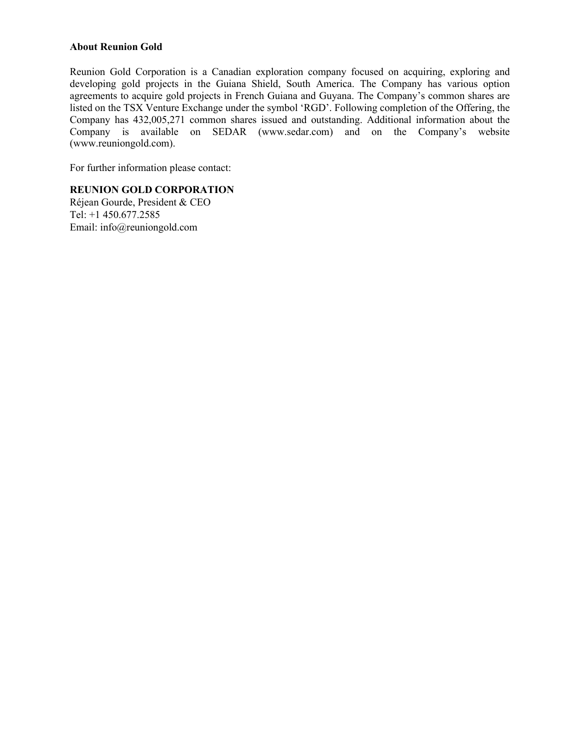**About Reunion Gold**

Reunion Gold Corporation is a Canadian exploration company focused on acquiring, exploring and developing gold projects in the Guiana Shield, South America. The Company has various option agreements to acquire gold projects in French Guiana and Guyana. The Company's common shares are listed on the TSX Venture Exchange under the symbol 'RGD'. Following completion of the Offering, the Company has 432,005,271 common shares issued and outstanding. Additional information about the Company is available on SEDAR (www.sedar.com) and on the Company's website (www.reuniongold.com).

For further information please contact:

**REUNION GOLD CORPORATION**
Réjean Gourde, President & CEO
Tel: +1 450.677.2585
Email: info@reuniongold.com